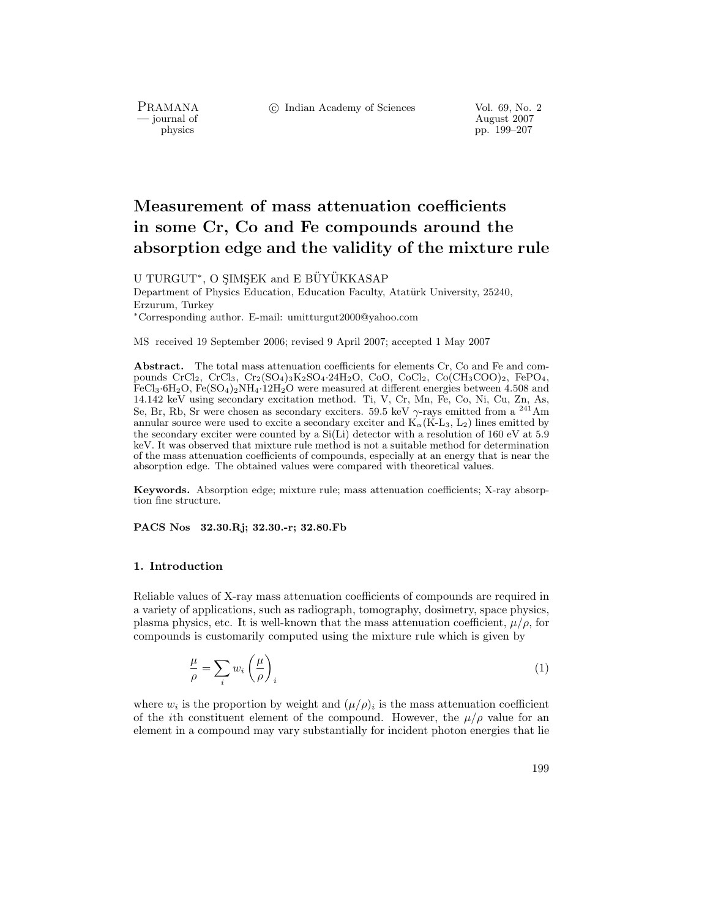# Measurement of mass attenuation coefficients in some Cr, Co and Fe compounds around the absorption edge and the validity of the mixture rule

U TURGUT*, O ŞIMŞEK and E BÜYÜKKASAP

Department of Physics Education, Education Faculty, Atatürk University, 25240, Erzurum, Turkey

*Corresponding author. E-mail: umitturgut2000@yahoo.com

MS received 19 September 2006; revised 9 April 2007; accepted 1 May 2007

**Abstract.** The total mass attenuation coefficients for elements Cr, Co and Fe and compounds $CrCl_2$, $CrCl_3$, $Cr_2(SO_4)_3K_2SO_4{\cdot}24H_2O$, CoO, $CoCl_2$, $Co(CH_3COO)_2$, $FePO_4$, $FeCl_3{\cdot}6H_2O$, $Fe(SO_4)_2NH_4{\cdot}12H_2O$ were measured at different energies between 4.508 and 14.142 keV using secondary excitation method. Ti, V, Cr, Mn, Fe, Co, Ni, Cu, Zn, As, Se, Br, Rb, Sr were chosen as secondary exciters. 59.5 keV $\gamma$-rays emitted from a $^{241}$Am annular source were used to excite a secondary exciter and $K_\alpha$(K-$L_3$, $L_2$) lines emitted by the secondary exciter were counted by a Si(Li) detector with a resolution of 160 eV at 5.9 keV. It was observed that mixture rule method is not a suitable method for determination of the mass attenuation coefficients of compounds, especially at an energy that is near the absorption edge. The obtained values were compared with theoretical values.

**Keywords.** Absorption edge; mixture rule; mass attenuation coefficients; X-ray absorption fine structure.

**PACS Nos** 32.30.Rj; 32.30.-r; 32.80.Fb

## 1. Introduction

Reliable values of X-ray mass attenuation coefficients of compounds are required in a variety of applications, such as radiograph, tomography, dosimetry, space physics, plasma physics, etc. It is well-known that the mass attenuation coefficient, $\mu/\rho$, for compounds is customarily computed using the mixture rule which is given by

$$\frac{\mu}{\rho} = \sum_i w_i \left(\frac{\mu}{\rho}\right)_i \tag{1}$$

where $w_i$ is the proportion by weight and $(\mu/\rho)_i$ is the mass attenuation coefficient of the $i$th constituent element of the compound. However, the $\mu/\rho$ value for an element in a compound may vary substantially for incident photon energies that lie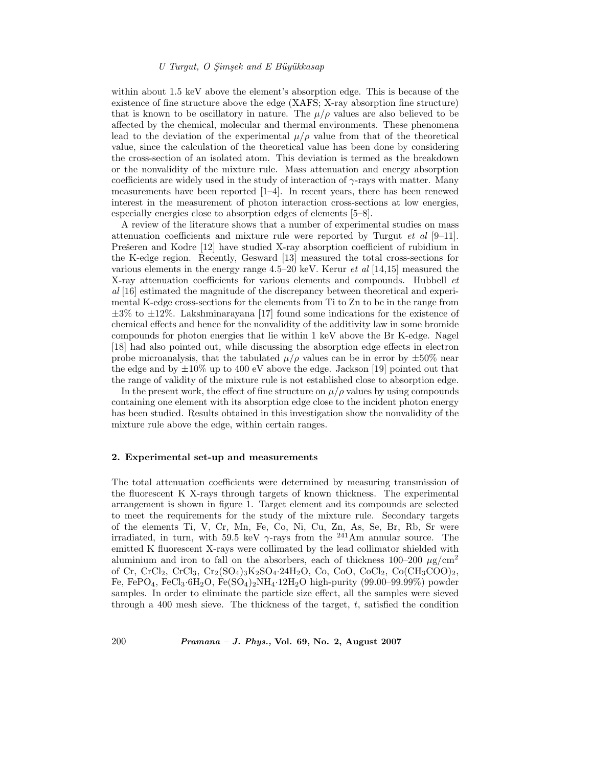within about 1.5 keV above the element's absorption edge. This is because of the existence of fine structure above the edge (XAFS; X-ray absorption fine structure) that is known to be oscillatory in nature. The $\mu/\rho$ values are also believed to be affected by the chemical, molecular and thermal environments. These phenomena lead to the deviation of the experimental $\mu/\rho$ value from that of the theoretical value, since the calculation of the theoretical value has been done by considering the cross-section of an isolated atom. This deviation is termed as the breakdown or the nonvalidity of the mixture rule. Mass attenuation and energy absorption coefficients are widely used in the study of interaction of $\gamma$-rays with matter. Many measurements have been reported [1–4]. In recent years, there has been renewed interest in the measurement of photon interaction cross-sections at low energies, especially energies close to absorption edges of elements [5–8].

A review of the literature shows that a number of experimental studies on mass attenuation coefficients and mixture rule were reported by Turgut *et al* [9–11]. Prešeren and Kodre [12] have studied X-ray absorption coefficient of rubidium in the K-edge region. Recently, Gesward [13] measured the total cross-sections for various elements in the energy range 4.5–20 keV. Kerur *et al* [14,15] measured the X-ray attenuation coefficients for various elements and compounds. Hubbell *et al* [16] estimated the magnitude of the discrepancy between theoretical and experimental K-edge cross-sections for the elements from Ti to Zn to be in the range from $\pm3\%$ to $\pm12\%$. Lakshminarayana [17] found some indications for the existence of chemical effects and hence for the nonvalidity of the additivity law in some bromide compounds for photon energies that lie within 1 keV above the Br K-edge. Nagel [18] had also pointed out, while discussing the absorption edge effects in electron probe microanalysis, that the tabulated $\mu/\rho$ values can be in error by $\pm50\%$ near the edge and by $\pm10\%$ up to 400 eV above the edge. Jackson [19] pointed out that the range of validity of the mixture rule is not established close to absorption edge.

In the present work, the effect of fine structure on $\mu/\rho$ values by using compounds containing one element with its absorption edge close to the incident photon energy has been studied. Results obtained in this investigation show the nonvalidity of the mixture rule above the edge, within certain ranges.

## 2. Experimental set-up and measurements

The total attenuation coefficients were determined by measuring transmission of the fluorescent K X-rays through targets of known thickness. The experimental arrangement is shown in figure 1. Target element and its compounds are selected to meet the requirements for the study of the mixture rule. Secondary targets of the elements Ti, V, Cr, Mn, Fe, Co, Ni, Cu, Zn, As, Se, Br, Rb, Sr were irradiated, in turn, with 59.5 keV $\gamma$-rays from the $^{241}$Am annular source. The emitted K fluorescent X-rays were collimated by the lead collimator shielded with aluminium and iron to fall on the absorbers, each of thickness 100–200 $\mu$g/cm$^2$ of Cr, $CrCl_2$, $CrCl_3$, $Cr_2(SO_4)_3K_2SO_4{\cdot}24H_2O$, Co, CoO, $CoCl_2$, $Co(CH_3COO)_2$, Fe, $FePO_4$, $FeCl_3{\cdot}6H_2O$, $Fe(SO_4)_2NH_4{\cdot}12H_2O$ high-purity (99.00–99.99%) powder samples. In order to eliminate the particle size effect, all the samples were sieved through a 400 mesh sieve. The thickness of the target, $t$, satisfied the condition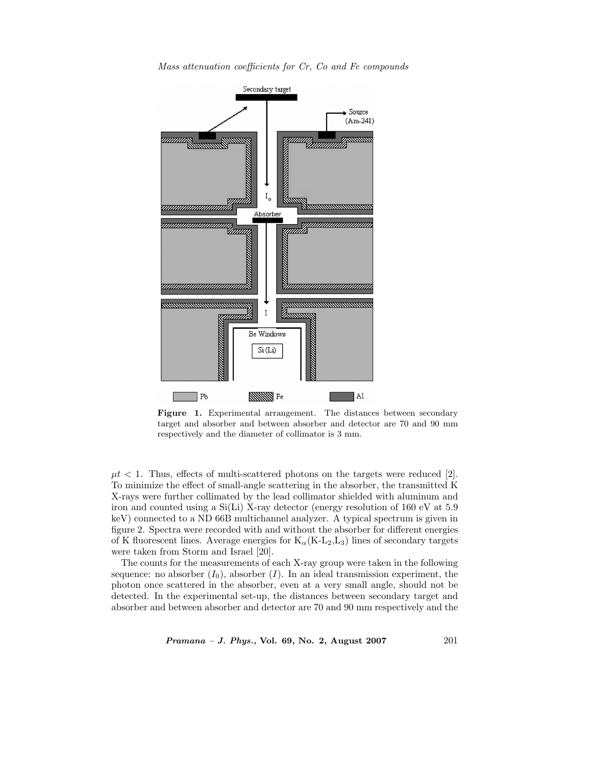**Figure 1.** Experimental arrangement. The distances between secondary target and absorber and between absorber and detector are 70 and 90 mm respectively and the diameter of collimator is 3 mm.

$\mu t < 1$. Thus, effects of multi-scattered photons on the targets were reduced [2]. To minimize the effect of small-angle scattering in the absorber, the transmitted K X-rays were further collimated by the lead collimator shielded with aluminum and iron and counted using a Si(Li) X-ray detector (energy resolution of 160 eV at 5.9 keV) connected to a ND 66B multichannel analyzer. A typical spectrum is given in figure 2. Spectra were recorded with and without the absorber for different energies of K fluorescent lines. Average energies for $K_\alpha$(K-$L_2$,$L_3$) lines of secondary targets were taken from Storm and Israel [20].

The counts for the measurements of each X-ray group were taken in the following sequence: no absorber ($I_0$), absorber ($I$). In an ideal transmission experiment, the photon once scattered in the absorber, even at a very small angle, should not be detected. In the experimental set-up, the distances between secondary target and absorber and between absorber and detector are 70 and 90 mm respectively and the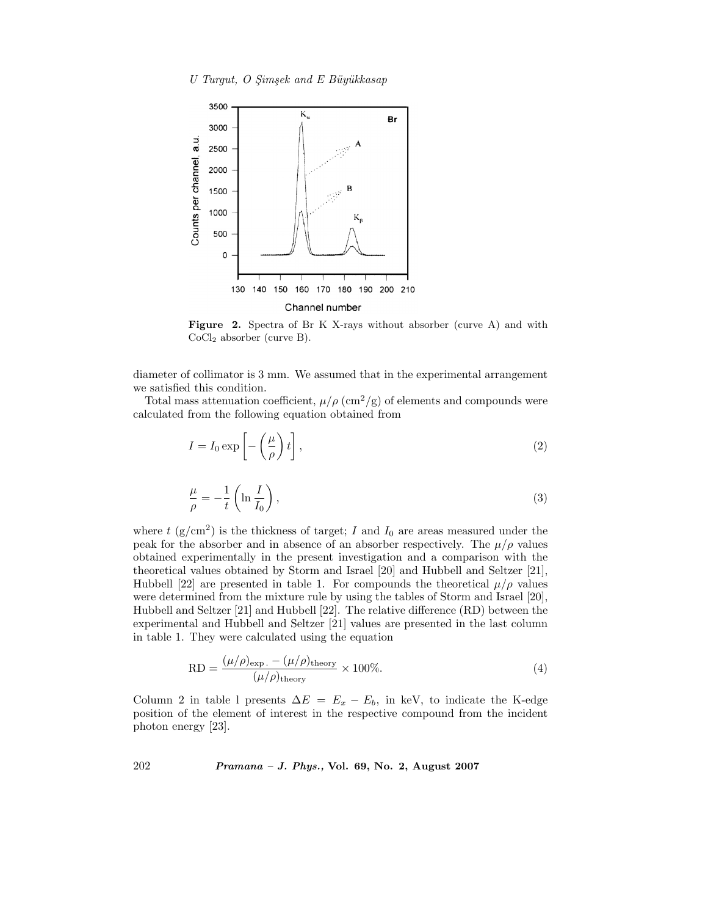**Figure 2.** Spectra of Br K X-rays without absorber (curve A) and with $CoCl_2$ absorber (curve B).

diameter of collimator is 3 mm. We assumed that in the experimental arrangement we satisfied this condition.

Total mass attenuation coefficient, $\mu/\rho$ ($cm^2/g$) of elements and compounds were calculated from the following equation obtained from

$$I = I_0 \exp\left[-\left(\frac{\mu}{\rho}\right)t\right], \tag{2}$$

$$\frac{\mu}{\rho} = -\frac{1}{t}\left(\ln\frac{I}{I_0}\right), \tag{3}$$

where $t$ ($g/cm^2$) is the thickness of target; $I$ and $I_0$ are areas measured under the peak for the absorber and in absence of an absorber respectively. The $\mu/\rho$ values obtained experimentally in the present investigation and a comparison with the theoretical values obtained by Storm and Israel [20] and Hubbell and Seltzer [21], Hubbell [22] are presented in table 1. For compounds the theoretical $\mu/\rho$ values were determined from the mixture rule by using the tables of Storm and Israel [20], Hubbell and Seltzer [21] and Hubbell [22]. The relative difference (RD) between the experimental and Hubbell and Seltzer [21] values are presented in the last column in table 1. They were calculated using the equation

$$\mathrm{RD} = \frac{(\mu/\rho)_{\mathrm{exp.}} - (\mu/\rho)_{\mathrm{theory}}}{(\mu/\rho)_{\mathrm{theory}}} \times 100\%. \tag{4}$$

Column 2 in table 1 presents $\Delta E = E_x - E_b$, in keV, to indicate the K-edge position of the element of interest in the respective compound from the incident photon energy [23].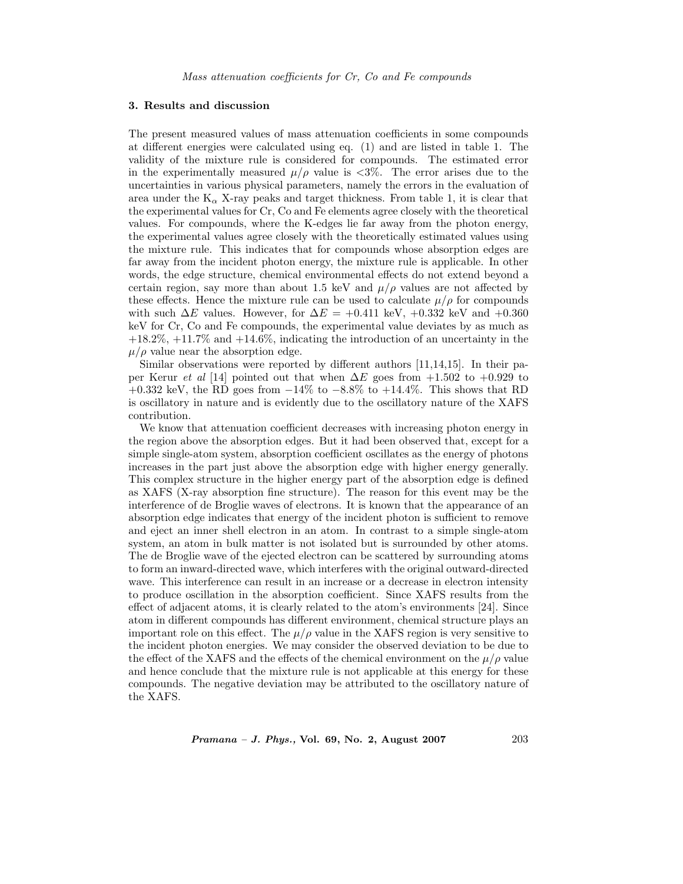## 3. Results and discussion

The present measured values of mass attenuation coefficients in some compounds at different energies were calculated using eq. (1) and are listed in table 1. The validity of the mixture rule is considered for compounds. The estimated error in the experimentally measured $\mu/\rho$ value is $<3\%$. The error arises due to the uncertainties in various physical parameters, namely the errors in the evaluation of area under the $K_\alpha$ X-ray peaks and target thickness. From table 1, it is clear that the experimental values for Cr, Co and Fe elements agree closely with the theoretical values. For compounds, where the K-edges lie far away from the photon energy, the experimental values agree closely with the theoretically estimated values using the mixture rule. This indicates that for compounds whose absorption edges are far away from the incident photon energy, the mixture rule is applicable. In other words, the edge structure, chemical environmental effects do not extend beyond a certain region, say more than about 1.5 keV and $\mu/\rho$ values are not affected by these effects. Hence the mixture rule can be used to calculate $\mu/\rho$ for compounds with such $\Delta E$ values. However, for $\Delta E = +0.411$ keV, $+0.332$ keV and $+0.360$ keV for Cr, Co and Fe compounds, the experimental value deviates by as much as $+18.2\%$, $+11.7\%$ and $+14.6\%$, indicating the introduction of an uncertainty in the $\mu/\rho$ value near the absorption edge.

Similar observations were reported by different authors [11,14,15]. In their paper Kerur *et al* [14] pointed out that when $\Delta E$ goes from $+1.502$ to $+0.929$ to $+0.332$ keV, the RD goes from $-14\%$ to $-8.8\%$ to $+14.4\%$. This shows that RD is oscillatory in nature and is evidently due to the oscillatory nature of the XAFS contribution.

We know that attenuation coefficient decreases with increasing photon energy in the region above the absorption edges. But it had been observed that, except for a simple single-atom system, absorption coefficient oscillates as the energy of photons increases in the part just above the absorption edge with higher energy generally. This complex structure in the higher energy part of the absorption edge is defined as XAFS (X-ray absorption fine structure). The reason for this event may be the interference of de Broglie waves of electrons. It is known that the appearance of an absorption edge indicates that energy of the incident photon is sufficient to remove and eject an inner shell electron in an atom. In contrast to a simple single-atom system, an atom in bulk matter is not isolated but is surrounded by other atoms. The de Broglie wave of the ejected electron can be scattered by surrounding atoms to form an inward-directed wave, which interferes with the original outward-directed wave. This interference can result in an increase or a decrease in electron intensity to produce oscillation in the absorption coefficient. Since XAFS results from the effect of adjacent atoms, it is clearly related to the atom's environments [24]. Since atom in different compounds has different environment, chemical structure plays an important role on this effect. The $\mu/\rho$ value in the XAFS region is very sensitive to the incident photon energies. We may consider the observed deviation to be due to the effect of the XAFS and the effects of the chemical environment on the $\mu/\rho$ value and hence conclude that the mixture rule is not applicable at this energy for these compounds. The negative deviation may be attributed to the oscillatory nature of the XAFS.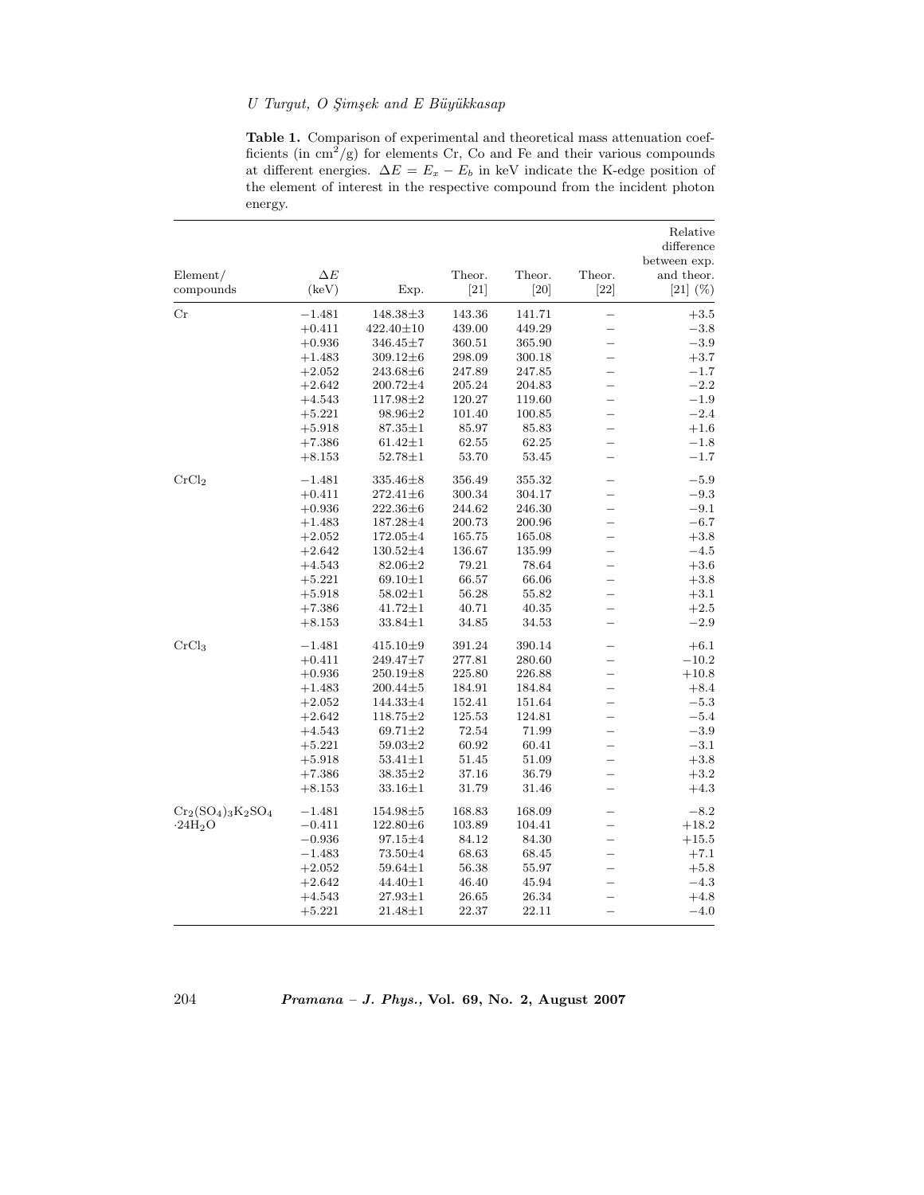**Table 1.** Comparison of experimental and theoretical mass attenuation coefficients (in $cm^2/g$) for elements Cr, Co and Fe and their various compounds at different energies. $\Delta E = E_x - E_b$ in keV indicate the K-edge position of the element of interest in the respective compound from the incident photon energy.

| Element/ compounds | $\Delta E$ (keV) | Exp. | Theor. [21] | Theor. [20] | Theor. [22] | Relative difference between exp. and theor. [21] (%) |
|---|---|---|---|---|---|---|
| Cr | −1.481 | 148.38±3 | 143.36 | 141.71 | – | +3.5 |
| | +0.411 | 422.40±10 | 439.00 | 449.29 | – | −3.8 |
| | +0.936 | 346.45±7 | 360.51 | 365.90 | – | −3.9 |
| | +1.483 | 309.12±6 | 298.09 | 300.18 | – | +3.7 |
| | +2.052 | 243.68±6 | 247.89 | 247.85 | – | −1.7 |
| | +2.642 | 200.72±4 | 205.24 | 204.83 | – | −2.2 |
| | +4.543 | 117.98±2 | 120.27 | 119.60 | – | −1.9 |
| | +5.221 | 98.96±2 | 101.40 | 100.85 | – | −2.4 |
| | +5.918 | 87.35±1 | 85.97 | 85.83 | – | +1.6 |
| | +7.386 | 61.42±1 | 62.55 | 62.25 | – | −1.8 |
| | +8.153 | 52.78±1 | 53.70 | 53.45 | – | −1.7 |
| $CrCl_2$ | −1.481 | 335.46±8 | 356.49 | 355.32 | – | −5.9 |
| | +0.411 | 272.41±6 | 300.34 | 304.17 | – | −9.3 |
| | +0.936 | 222.36±6 | 244.62 | 246.30 | – | −9.1 |
| | +1.483 | 187.28±4 | 200.73 | 200.96 | – | −6.7 |
| | +2.052 | 172.05±4 | 165.75 | 165.08 | – | +3.8 |
| | +2.642 | 130.52±4 | 136.67 | 135.99 | – | −4.5 |
| | +4.543 | 82.06±2 | 79.21 | 78.64 | – | +3.6 |
| | +5.221 | 69.10±1 | 66.57 | 66.06 | – | +3.8 |
| | +5.918 | 58.02±1 | 56.28 | 55.82 | – | +3.1 |
| | +7.386 | 41.72±1 | 40.71 | 40.35 | – | +2.5 |
| | +8.153 | 33.84±1 | 34.85 | 34.53 | – | −2.9 |
| $CrCl_3$ | −1.481 | 415.10±9 | 391.24 | 390.14 | – | +6.1 |
| | +0.411 | 249.47±7 | 277.81 | 280.60 | – | −10.2 |
| | +0.936 | 250.19±8 | 225.80 | 226.88 | – | +10.8 |
| | +1.483 | 200.44±5 | 184.91 | 184.84 | – | +8.4 |
| | +2.052 | 144.33±4 | 152.41 | 151.64 | – | −5.3 |
| | +2.642 | 118.75±2 | 125.53 | 124.81 | – | −5.4 |
| | +4.543 | 69.71±2 | 72.54 | 71.99 | – | −3.9 |
| | +5.221 | 59.03±2 | 60.92 | 60.41 | – | −3.1 |
| | +5.918 | 53.41±1 | 51.45 | 51.09 | – | +3.8 |
| | +7.386 | 38.35±2 | 37.16 | 36.79 | – | +3.2 |
| | +8.153 | 33.16±1 | 31.79 | 31.46 | – | +4.3 |
| $Cr_2(SO_4)_3K_2SO_4$ $\cdot 24H_2O$ | −1.481 | 154.98±5 | 168.83 | 168.09 | – | −8.2 |
| | −0.411 | 122.80±6 | 103.89 | 104.41 | – | +18.2 |
| | −0.936 | 97.15±4 | 84.12 | 84.30 | – | +15.5 |
| | −1.483 | 73.50±4 | 68.63 | 68.45 | – | +7.1 |
| | +2.052 | 59.64±1 | 56.38 | 55.97 | – | +5.8 |
| | +2.642 | 44.40±1 | 46.40 | 45.94 | – | −4.3 |
| | +4.543 | 27.93±1 | 26.65 | 26.34 | – | +4.8 |
| | +5.221 | 21.48±1 | 22.37 | 22.11 | – | −4.0 |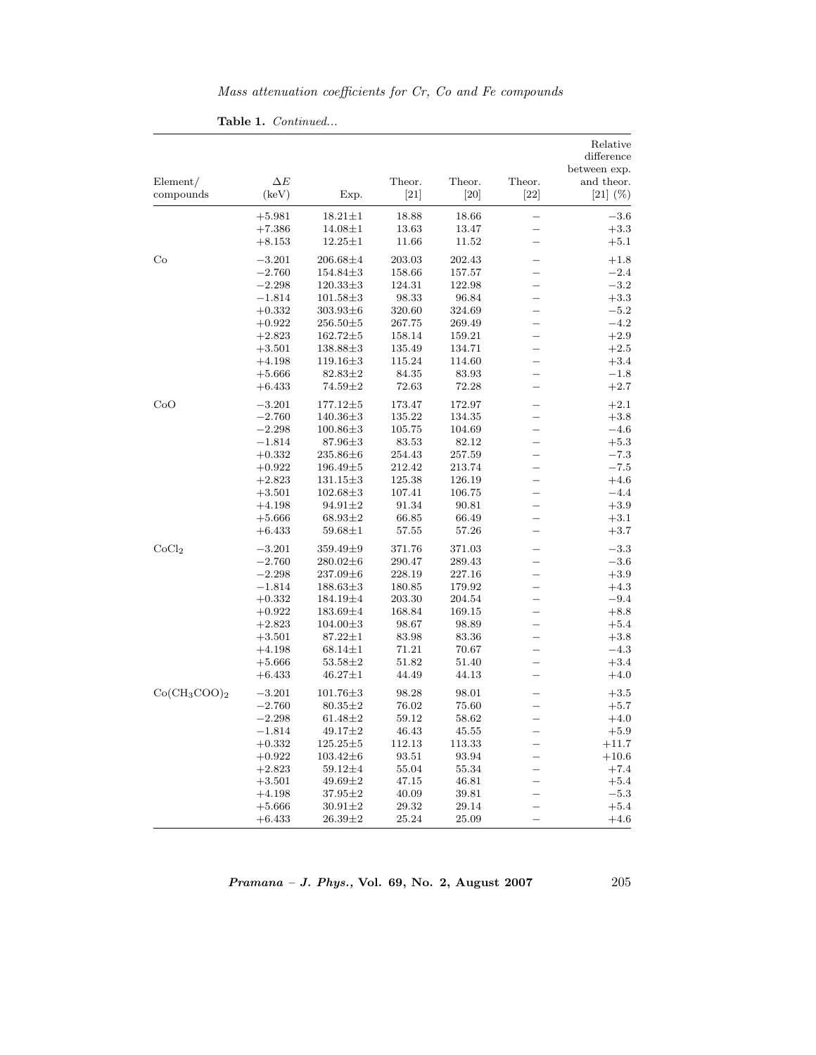**Table 1.** *Continued...*

| Element/ compounds | $\Delta E$ (keV) | Exp. | Theor. [21] | Theor. [20] | Theor. [22] | Relative difference between exp. and theor. [21] (%) |
|---|---|---|---|---|---|---|
| | +5.981 | 18.21±1 | 18.88 | 18.66 | – | −3.6 |
| | +7.386 | 14.08±1 | 13.63 | 13.47 | – | +3.3 |
| | +8.153 | 12.25±1 | 11.66 | 11.52 | – | +5.1 |
| Co | −3.201 | 206.68±4 | 203.03 | 202.43 | – | +1.8 |
| | −2.760 | 154.84±3 | 158.66 | 157.57 | – | −2.4 |
| | −2.298 | 120.33±3 | 124.31 | 122.98 | – | −3.2 |
| | −1.814 | 101.58±3 | 98.33 | 96.84 | – | +3.3 |
| | +0.332 | 303.93±6 | 320.60 | 324.69 | – | −5.2 |
| | +0.922 | 256.50±5 | 267.75 | 269.49 | – | −4.2 |
| | +2.823 | 162.72±5 | 158.14 | 159.21 | – | +2.9 |
| | +3.501 | 138.88±3 | 135.49 | 134.71 | – | +2.5 |
| | +4.198 | 119.16±3 | 115.24 | 114.60 | – | +3.4 |
| | +5.666 | 82.83±2 | 84.35 | 83.93 | – | −1.8 |
| | +6.433 | 74.59±2 | 72.63 | 72.28 | – | +2.7 |
| CoO | −3.201 | 177.12±5 | 173.47 | 172.97 | – | +2.1 |
| | −2.760 | 140.36±3 | 135.22 | 134.35 | – | +3.8 |
| | −2.298 | 100.86±3 | 105.75 | 104.69 | – | −4.6 |
| | −1.814 | 87.96±3 | 83.53 | 82.12 | – | +5.3 |
| | +0.332 | 235.86±6 | 254.43 | 257.59 | – | −7.3 |
| | +0.922 | 196.49±5 | 212.42 | 213.74 | – | −7.5 |
| | +2.823 | 131.15±3 | 125.38 | 126.19 | – | +4.6 |
| | +3.501 | 102.68±3 | 107.41 | 106.75 | – | −4.4 |
| | +4.198 | 94.91±2 | 91.34 | 90.81 | – | +3.9 |
| | +5.666 | 68.93±2 | 66.85 | 66.49 | – | +3.1 |
| | +6.433 | 59.68±1 | 57.55 | 57.26 | – | +3.7 |
| $CoCl_2$ | −3.201 | 359.49±9 | 371.76 | 371.03 | – | −3.3 |
| | −2.760 | 280.02±6 | 290.47 | 289.43 | – | −3.6 |
| | −2.298 | 237.09±6 | 228.19 | 227.16 | – | +3.9 |
| | −1.814 | 188.63±3 | 180.85 | 179.92 | – | +4.3 |
| | +0.332 | 184.19±4 | 203.30 | 204.54 | – | −9.4 |
| | +0.922 | 183.69±4 | 168.84 | 169.15 | – | +8.8 |
| | +2.823 | 104.00±3 | 98.67 | 98.89 | – | +5.4 |
| | +3.501 | 87.22±1 | 83.98 | 83.36 | – | +3.8 |
| | +4.198 | 68.14±1 | 71.21 | 70.67 | – | −4.3 |
| | +5.666 | 53.58±2 | 51.82 | 51.40 | – | +3.4 |
| | +6.433 | 46.27±1 | 44.49 | 44.13 | – | +4.0 |
| $Co(CH_3COO)_2$ | −3.201 | 101.76±3 | 98.28 | 98.01 | – | +3.5 |
| | −2.760 | 80.35±2 | 76.02 | 75.60 | – | +5.7 |
| | −2.298 | 61.48±2 | 59.12 | 58.62 | – | +4.0 |
| | −1.814 | 49.17±2 | 46.43 | 45.55 | – | +5.9 |
| | +0.332 | 125.25±5 | 112.13 | 113.33 | – | +11.7 |
| | +0.922 | 103.42±6 | 93.51 | 93.94 | – | +10.6 |
| | +2.823 | 59.12±4 | 55.04 | 55.34 | – | +7.4 |
| | +3.501 | 49.69±2 | 47.15 | 46.81 | – | +5.4 |
| | +4.198 | 37.95±2 | 40.09 | 39.81 | – | −5.3 |
| | +5.666 | 30.91±2 | 29.32 | 29.14 | – | +5.4 |
| | +6.433 | 26.39±2 | 25.24 | 25.09 | – | +4.6 |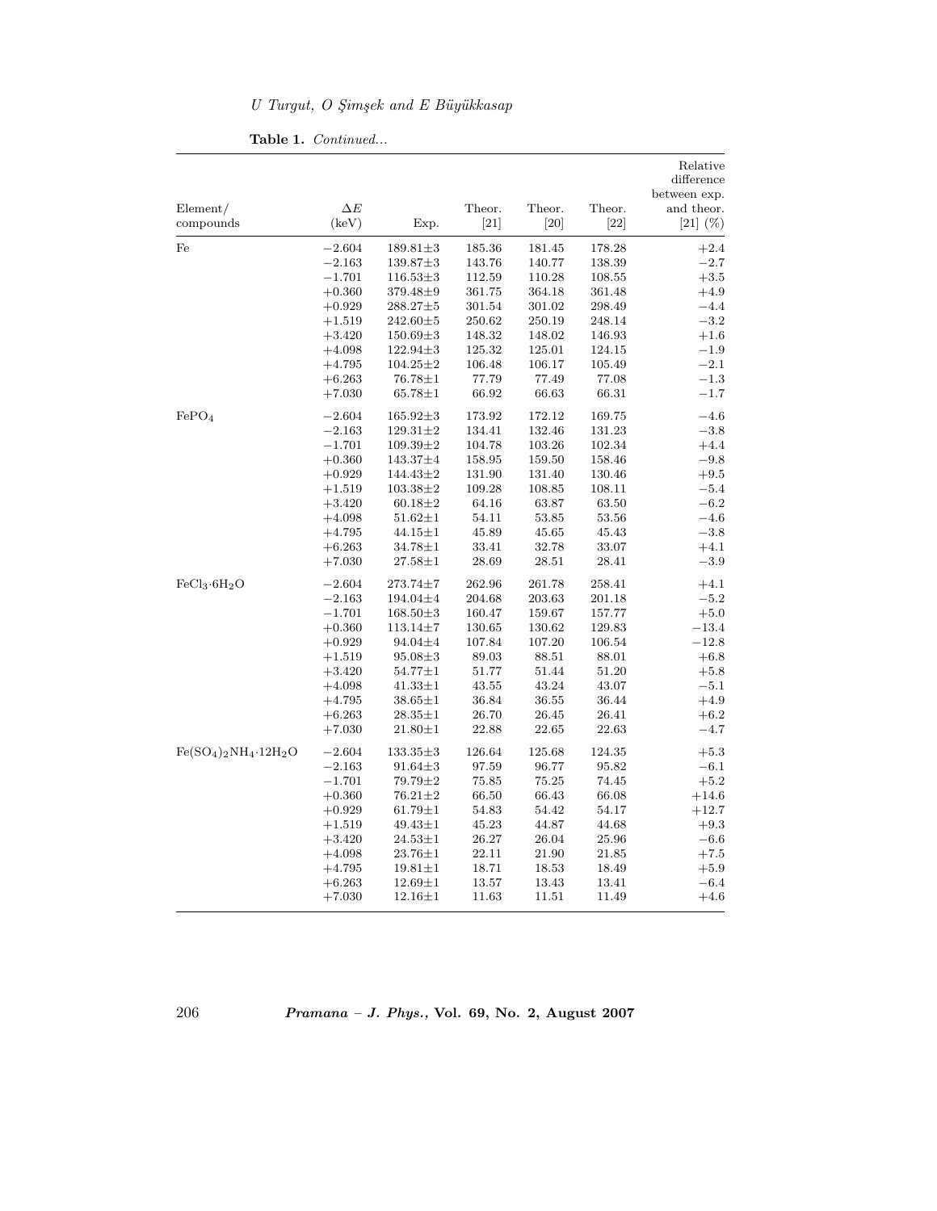**Table 1.** *Continued...*

| Element/ compounds | $\Delta E$ (keV) | Exp. | Theor. [21] | Theor. [20] | Theor. [22] | Relative difference between exp. and theor. [21] (%) |
|---|---|---|---|---|---|---|
| Fe | −2.604 | 189.81±3 | 185.36 | 181.45 | 178.28 | +2.4 |
| | −2.163 | 139.87±3 | 143.76 | 140.77 | 138.39 | −2.7 |
| | −1.701 | 116.53±3 | 112.59 | 110.28 | 108.55 | +3.5 |
| | +0.360 | 379.48±9 | 361.75 | 364.18 | 361.48 | +4.9 |
| | +0.929 | 288.27±5 | 301.54 | 301.02 | 298.49 | −4.4 |
| | +1.519 | 242.60±5 | 250.62 | 250.19 | 248.14 | −3.2 |
| | +3.420 | 150.69±3 | 148.32 | 148.02 | 146.93 | +1.6 |
| | +4.098 | 122.94±3 | 125.32 | 125.01 | 124.15 | −1.9 |
| | +4.795 | 104.25±2 | 106.48 | 106.17 | 105.49 | −2.1 |
| | +6.263 | 76.78±1 | 77.79 | 77.49 | 77.08 | −1.3 |
| | +7.030 | 65.78±1 | 66.92 | 66.63 | 66.31 | −1.7 |
| $FePO_4$ | −2.604 | 165.92±3 | 173.92 | 172.12 | 169.75 | −4.6 |
| | −2.163 | 129.31±2 | 134.41 | 132.46 | 131.23 | −3.8 |
| | −1.701 | 109.39±2 | 104.78 | 103.26 | 102.34 | +4.4 |
| | +0.360 | 143.37±4 | 158.95 | 159.50 | 158.46 | −9.8 |
| | +0.929 | 144.43±2 | 131.90 | 131.40 | 130.46 | +9.5 |
| | +1.519 | 103.38±2 | 109.28 | 108.85 | 108.11 | −5.4 |
| | +3.420 | 60.18±2 | 64.16 | 63.87 | 63.50 | −6.2 |
| | +4.098 | 51.62±1 | 54.11 | 53.85 | 53.56 | −4.6 |
| | +4.795 | 44.15±1 | 45.89 | 45.65 | 45.43 | −3.8 |
| | +6.263 | 34.78±1 | 33.41 | 32.78 | 33.07 | +4.1 |
| | +7.030 | 27.58±1 | 28.69 | 28.51 | 28.41 | −3.9 |
| $FeCl_3{\cdot}6H_2O$ | −2.604 | 273.74±7 | 262.96 | 261.78 | 258.41 | +4.1 |
| | −2.163 | 194.04±4 | 204.68 | 203.63 | 201.18 | −5.2 |
| | −1.701 | 168.50±3 | 160.47 | 159.67 | 157.77 | +5.0 |
| | +0.360 | 113.14±7 | 130.65 | 130.62 | 129.83 | −13.4 |
| | +0.929 | 94.04±4 | 107.84 | 107.20 | 106.54 | −12.8 |
| | +1.519 | 95.08±3 | 89.03 | 88.51 | 88.01 | +6.8 |
| | +3.420 | 54.77±1 | 51.77 | 51.44 | 51.20 | +5.8 |
| | +4.098 | 41.33±1 | 43.55 | 43.24 | 43.07 | −5.1 |
| | +4.795 | 38.65±1 | 36.84 | 36.55 | 36.44 | +4.9 |
| | +6.263 | 28.35±1 | 26.70 | 26.45 | 26.41 | +6.2 |
| | +7.030 | 21.80±1 | 22.88 | 22.65 | 22.63 | −4.7 |
| $Fe(SO_4)_2NH_4{\cdot}12H_2O$ | −2.604 | 133.35±3 | 126.64 | 125.68 | 124.35 | +5.3 |
| | −2.163 | 91.64±3 | 97.59 | 96.77 | 95.82 | −6.1 |
| | −1.701 | 79.79±2 | 75.85 | 75.25 | 74.45 | +5.2 |
| | +0.360 | 76.21±2 | 66.50 | 66.43 | 66.08 | +14.6 |
| | +0.929 | 61.79±1 | 54.83 | 54.42 | 54.17 | +12.7 |
| | +1.519 | 49.43±1 | 45.23 | 44.87 | 44.68 | +9.3 |
| | +3.420 | 24.53±1 | 26.27 | 26.04 | 25.96 | −6.6 |
| | +4.098 | 23.76±1 | 22.11 | 21.90 | 21.85 | +7.5 |
| | +4.795 | 19.81±1 | 18.71 | 18.53 | 18.49 | +5.9 |
| | +6.263 | 12.69±1 | 13.57 | 13.43 | 13.41 | −6.4 |
| | +7.030 | 12.16±1 | 11.63 | 11.51 | 11.49 | +4.6 |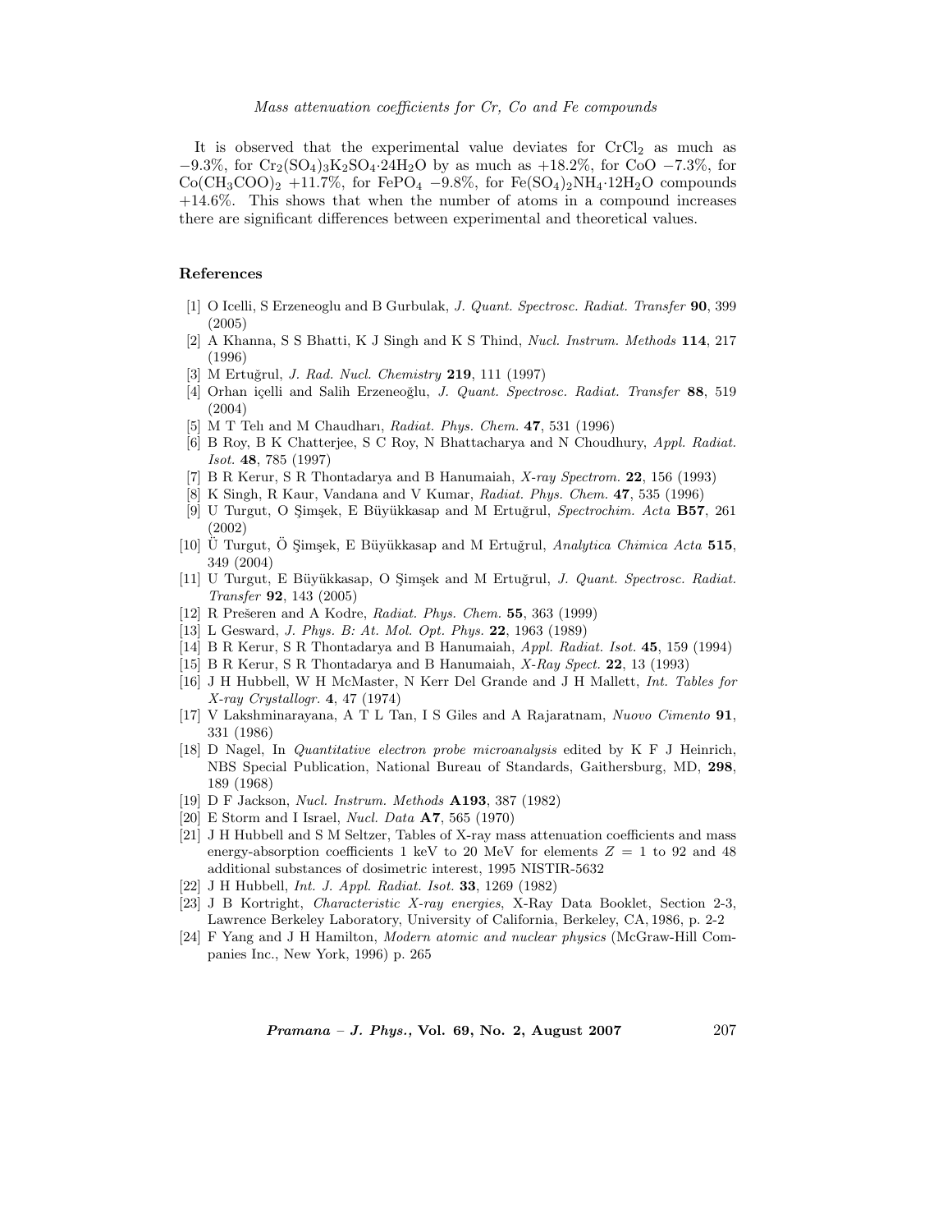It is observed that the experimental value deviates for $CrCl_2$ as much as $-9.3\%$, for $Cr_2(SO_4)_3K_2SO_4{\cdot}24H_2O$ by as much as $+18.2\%$, for CoO $-7.3\%$, for $Co(CH_3COO)_2$ $+11.7\%$, for $FePO_4$ $-9.8\%$, for $Fe(SO_4)_2NH_4{\cdot}12H_2O$ compounds $+14.6\%$. This shows that when the number of atoms in a compound increases there are significant differences between experimental and theoretical values.

## References

[1] O Icelli, S Erzeneoglu and B Gurbulak, *J. Quant. Spectrosc. Radiat. Transfer* **90**, 399 (2005)

[2] A Khanna, S S Bhatti, K J Singh and K S Thind, *Nucl. Instrum. Methods* **114**, 217 (1996)

[3] M Ertuğrul, *J. Rad. Nucl. Chemistry* **219**, 111 (1997)

[4] Orhan içelli and Salih Erzeneoğlu, *J. Quant. Spectrosc. Radiat. Transfer* **88**, 519 (2004)

[5] M T Telı and M Chaudharı, *Radiat. Phys. Chem.* **47**, 531 (1996)

[6] B Roy, B K Chatterjee, S C Roy, N Bhattacharya and N Choudhury, *Appl. Radiat. Isot.* **48**, 785 (1997)

[7] B R Kerur, S R Thontadarya and B Hanumaiah, *X-ray Spectrom.* **22**, 156 (1993)

[8] K Singh, R Kaur, Vandana and V Kumar, *Radiat. Phys. Chem.* **47**, 535 (1996)

[9] U Turgut, O Şimşek, E Büyükkasap and M Ertuğrul, *Spectrochim. Acta* **B57**, 261 (2002)

[10] Ü Turgut, Ö Şimşek, E Büyükkasap and M Ertuğrul, *Analytica Chimica Acta* **515**, 349 (2004)

[11] U Turgut, E Büyükkasap, O Şimşek and M Ertuğrul, *J. Quant. Spectrosc. Radiat. Transfer* **92**, 143 (2005)

[12] R Prešeren and A Kodre, *Radiat. Phys. Chem.* **55**, 363 (1999)

[13] L Gesward, *J. Phys. B: At. Mol. Opt. Phys.* **22**, 1963 (1989)

[14] B R Kerur, S R Thontadarya and B Hanumaiah, *Appl. Radiat. Isot.* **45**, 159 (1994)

[15] B R Kerur, S R Thontadarya and B Hanumaiah, *X-Ray Spect.* **22**, 13 (1993)

[16] J H Hubbell, W H McMaster, N Kerr Del Grande and J H Mallett, *Int. Tables for X-ray Crystallogr.* **4**, 47 (1974)

[17] V Lakshminarayana, A T L Tan, I S Giles and A Rajaratnam, *Nuovo Cimento* **91**, 331 (1986)

[18] D Nagel, In *Quantitative electron probe microanalysis* edited by K F J Heinrich, NBS Special Publication, National Bureau of Standards, Gaithersburg, MD, **298**, 189 (1968)

[19] D F Jackson, *Nucl. Instrum. Methods* **A193**, 387 (1982)

[20] E Storm and I Israel, *Nucl. Data* **A7**, 565 (1970)

[21] J H Hubbell and S M Seltzer, Tables of X-ray mass attenuation coefficients and mass energy-absorption coefficients 1 keV to 20 MeV for elements $Z = 1$ to 92 and 48 additional substances of dosimetric interest, 1995 NISTIR-5632

[22] J H Hubbell, *Int. J. Appl. Radiat. Isot.* **33**, 1269 (1982)

[23] J B Kortright, *Characteristic X-ray energies*, X-Ray Data Booklet, Section 2-3, Lawrence Berkeley Laboratory, University of California, Berkeley, CA, 1986, p. 2-2

[24] F Yang and J H Hamilton, *Modern atomic and nuclear physics* (McGraw-Hill Companies Inc., New York, 1996) p. 265